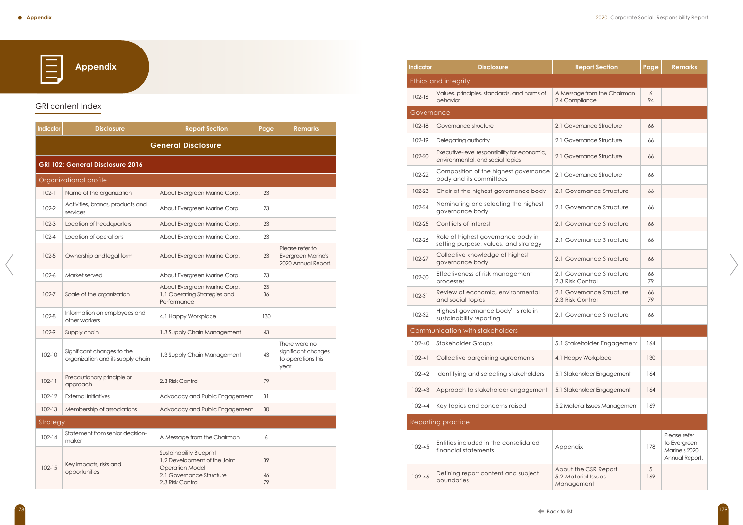# Appendix

## GRI content Index

| Indicator | Disclosure | Report Section | Page | Remarks |
|---|---|---|---|---|
| **General Disclosure** | | | | |
| **GRI 102: General Disclosure 2016** | | | | |
| Organizational profile | | | | |
| 102-1 | Name of the organization | About Evergreen Marine Corp. | 23 | |
| 102-2 | Activities, brands, products and services | About Evergreen Marine Corp. | 23 | |
| 102-3 | Location of headquarters | About Evergreen Marine Corp. | 23 | |
| 102-4 | Location of operations | About Evergreen Marine Corp. | 23 | |
| 102-5 | Ownership and legal form | About Evergreen Marine Corp. | 23 | Please refer to Evergreen Marine's 2020 Annual Report. |
| 102-6 | Market served | About Evergreen Marine Corp. | 23 | |
| 102-7 | Scale of the organization | About Evergreen Marine Corp.<br>1.1 Operating Strategies and Performance | 23<br>36 | |
| 102-8 | Information on employees and other workers | 4.1 Happy Workplace | 130 | |
| 102-9 | Supply chain | 1.3 Supply Chain Management | 43 | |
| 102-10 | Significant changes to the organization and its supply chain | 1.3 Supply Chain Management | 43 | There were no significant changes to operations this year. |
| 102-11 | Precautionary principle or approach | 2.3 Risk Control | 79 | |
| 102-12 | External initiatives | Advocacy and Public Engagement | 31 | |
| 102-13 | Membership of associations | Advocacy and Public Engagement | 30 | |
| Strategy | | | | |
| 102-14 | Statement from senior decision-maker | A Message from the Chairman | 6 | |
| 102-15 | Key impacts, risks and opportunities | Sustainability Blueprint<br>1.2 Development of the Joint Operation Model<br>2.1 Governance Structure<br>2.3 Risk Control | 39<br><br>46<br>79 | |
| Ethics and integrity | | | | |
| 102-16 | Values, principles, standards, and norms of behavior | A Message from the Chairman<br>2.4 Compliance | 6<br>94 | |
| Governance | | | | |
| 102-18 | Governance structure | 2.1 Governance Structure | 66 | |
| 102-19 | Delegating authority | 2.1 Governance Structure | 66 | |
| 102-20 | Executive-level responsibility for economic, environmental, and social topics | 2.1 Governance Structure | 66 | |
| 102-22 | Composition of the highest governance body and its committees | 2.1 Governance Structure | 66 | |
| 102-23 | Chair of the highest governance body | 2.1 Governance Structure | 66 | |
| 102-24 | Nominating and selecting the highest governance body | 2.1 Governance Structure | 66 | |
| 102-25 | Conflicts of interest | 2.1 Governance Structure | 66 | |
| 102-26 | Role of highest governance body in setting purpose, values, and strategy | 2.1 Governance Structure | 66 | |
| 102-27 | Collective knowledge of highest governance body | 2.1 Governance Structure | 66 | |
| 102-30 | Effectiveness of risk management processes | 2.1 Governance Structure<br>2.3 Risk Control | 66<br>79 | |
| 102-31 | Review of economic, environmental and social topics | 2.1 Governance Structure<br>2.3 Risk Control | 66<br>79 | |
| 102-32 | Highest governance body's role in sustainability reporting | 2.1 Governance Structure | 66 | |
| Communication with stakeholders | | | | |
| 102-40 | Stakeholder Groups | 5.1 Stakeholder Engagement | 164 | |
| 102-41 | Collective bargaining agreements | 4.1 Happy Workplace | 130 | |
| 102-42 | Identifying and selecting stakeholders | 5.1 Stakeholder Engagement | 164 | |
| 102-43 | Approach to stakeholder engagement | 5.1 Stakeholder Engagement | 164 | |
| 102-44 | Key topics and concerns raised | 5.2 Material Issues Management | 169 | |
| Reporting practice | | | | |
| 102-45 | Entities included in the consolidated financial statements | Appendix | 178 | Please refer to Evergreen Marine's 2020 Annual Report. |
| 102-46 | Defining report content and subject boundaries | About the CSR Report<br>5.2 Material Issues Management | 5<br>169 | |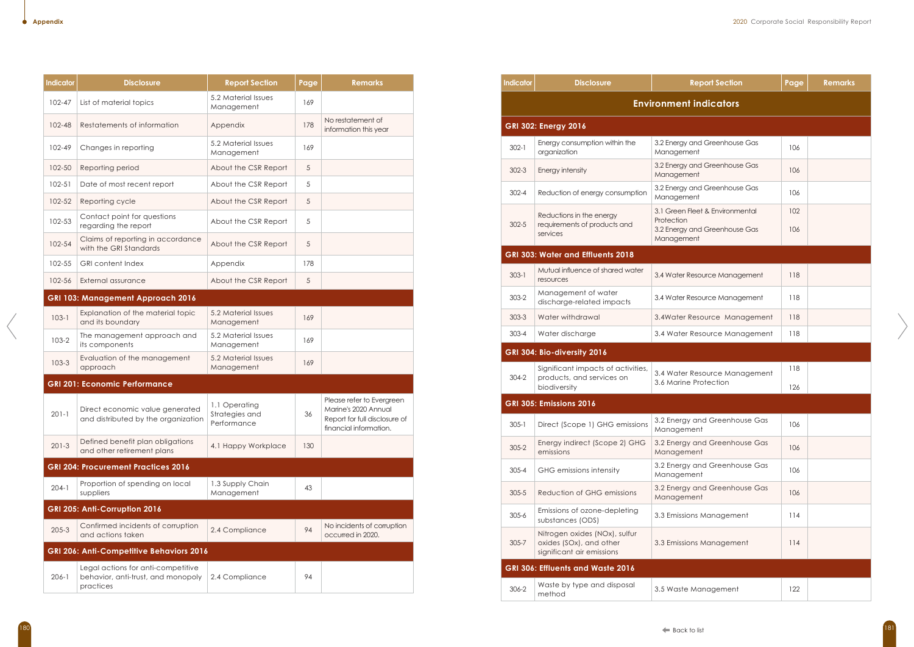| Indicator | Disclosure | Report Section | Page | Remarks |
|---|---|---|---|---|
| 102-47 | List of material topics | 5.2 Material Issues Management | 169 | |
| 102-48 | Restatements of information | Appendix | 178 | No restatement of information this year |
| 102-49 | Changes in reporting | 5.2 Material Issues Management | 169 | |
| 102-50 | Reporting period | About the CSR Report | 5 | |
| 102-51 | Date of most recent report | About the CSR Report | 5 | |
| 102-52 | Reporting cycle | About the CSR Report | 5 | |
| 102-53 | Contact point for questions regarding the report | About the CSR Report | 5 | |
| 102-54 | Claims of reporting in accordance with the GRI Standards | About the CSR Report | 5 | |
| 102-55 | GRI content Index | Appendix | 178 | |
| 102-56 | External assurance | About the CSR Report | 5 | |
| **GRI 103: Management Approach 2016** | | | | |
| 103-1 | Explanation of the material topic and its boundary | 5.2 Material Issues Management | 169 | |
| 103-2 | The management approach and its components | 5.2 Material Issues Management | 169 | |
| 103-3 | Evaluation of the management approach | 5.2 Material Issues Management | 169 | |
| **GRI 201: Economic Performance** | | | | |
| 201-1 | Direct economic value generated and distributed by the organization | 1.1 Operating Strategies and Performance | 36 | Please refer to Evergreen Marine's 2020 Annual Report for full disclosure of financial information. |
| 201-3 | Defined benefit plan obligations and other retirement plans | 4.1 Happy Workplace | 130 | |
| **GRI 204: Procurement Practices 2016** | | | | |
| 204-1 | Proportion of spending on local suppliers | 1.3 Supply Chain Management | 43 | |
| **GRI 205: Anti-Corruption 2016** | | | | |
| 205-3 | Confirmed incidents of corruption and actions taken | 2.4 Compliance | 94 | No incidents of corruption occurred in 2020. |
| **GRI 206: Anti-Competitive Behaviors 2016** | | | | |
| 206-1 | Legal actions for anti-competitive behavior, anti-trust, and monopoly practices | 2.4 Compliance | 94 | |

| Indicator | Disclosure | Report Section | Page | Remarks |
|---|---|---|---|---|
| **Environment indicators** | | | | |
| **GRI 302: Energy 2016** | | | | |
| 302-1 | Energy consumption within the organization | 3.2 Energy and Greenhouse Gas Management | 106 | |
| 302-3 | Energy intensity | 3.2 Energy and Greenhouse Gas Management | 106 | |
| 302-4 | Reduction of energy consumption | 3.2 Energy and Greenhouse Gas Management | 106 | |
| 302-5 | Reductions in the energy requirements of products and services | 3.1 Green Fleet & Environmental Protection<br>3.2 Energy and Greenhouse Gas Management | 102<br>106 | |
| **GRI 303: Water and Effluents 2018** | | | | |
| 303-1 | Mutual influence of shared water resources | 3.4 Water Resource Management | 118 | |
| 303-2 | Management of water discharge-related impacts | 3.4 Water Resource Management | 118 | |
| 303-3 | Water withdrawal | 3.4Water Resource Management | 118 | |
| 303-4 | Water discharge | 3.4 Water Resource Management | 118 | |
| **GRI 304: Bio-diversity 2016** | | | | |
| 304-2 | Significant impacts of activities, products, and services on biodiversity | 3.4 Water Resource Management<br>3.6 Marine Protection | 118<br>126 | |
| **GRI 305: Emissions 2016** | | | | |
| 305-1 | Direct (Scope 1) GHG emissions | 3.2 Energy and Greenhouse Gas Management | 106 | |
| 305-2 | Energy indirect (Scope 2) GHG emissions | 3.2 Energy and Greenhouse Gas Management | 106 | |
| 305-4 | GHG emissions intensity | 3.2 Energy and Greenhouse Gas Management | 106 | |
| 305-5 | Reduction of GHG emissions | 3.2 Energy and Greenhouse Gas Management | 106 | |
| 305-6 | Emissions of ozone-depleting substances (ODS) | 3.3 Emissions Management | 114 | |
| 305-7 | Nitrogen oxides (NOx), sulfur oxides (SOx), and other significant air emissions | 3.3 Emissions Management | 114 | |
| **GRI 306: Effluents and Waste 2016** | | | | |
| 306-2 | Waste by type and disposal method | 3.5 Waste Management | 122 | |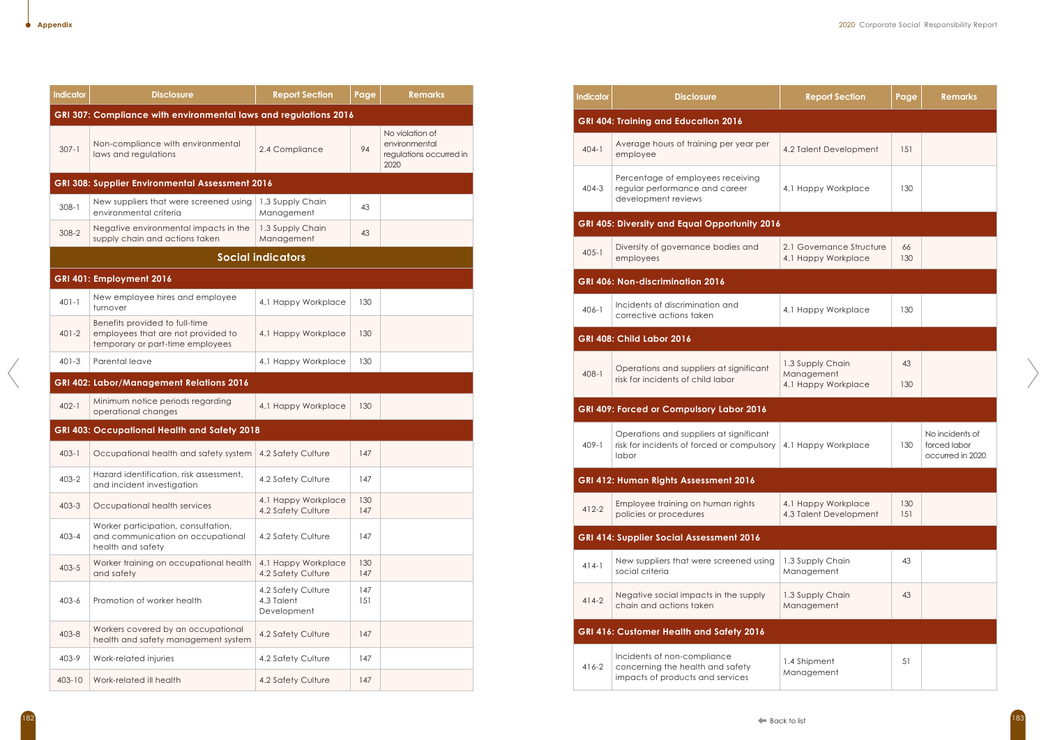| Indicator | Disclosure | Report Section | Page | Remarks |
|---|---|---|---|---|
| **GRI 307: Compliance with environmental laws and regulations 2016** | | | | |
| 307-1 | Non-compliance with environmental laws and regulations | 2.4 Compliance | 94 | No violation of environmental regulations occurred in 2020 |
| **GRI 308: Supplier Environmental Assessment 2016** | | | | |
| 308-1 | New suppliers that were screened using environmental criteria | 1.3 Supply Chain Management | 43 | |
| 308-2 | Negative environmental impacts in the supply chain and actions taken | 1.3 Supply Chain Management | 43 | |
| **Social indicators** | | | | |
| **GRI 401: Employment 2016** | | | | |
| 401-1 | New employee hires and employee turnover | 4.1 Happy Workplace | 130 | |
| 401-2 | Benefits provided to full-time employees that are not provided to temporary or part-time employees | 4.1 Happy Workplace | 130 | |
| 401-3 | Parental leave | 4.1 Happy Workplace | 130 | |
| **GRI 402: Labor/Management Relations 2016** | | | | |
| 402-1 | Minimum notice periods regarding operational changes | 4.1 Happy Workplace | 130 | |
| **GRI 403: Occupational Health and Safety 2018** | | | | |
| 403-1 | Occupational health and safety system | 4.2 Safety Culture | 147 | |
| 403-2 | Hazard identification, risk assessment, and incident investigation | 4.2 Safety Culture | 147 | |
| 403-3 | Occupational health services | 4.1 Happy Workplace<br>4.2 Safety Culture | 130<br>147 | |
| 403-4 | Worker participation, consultation, and communication on occupational health and safety | 4.2 Safety Culture | 147 | |
| 403-5 | Worker training on occupational health and safety | 4.1 Happy Workplace<br>4.2 Safety Culture | 130<br>147 | |
| 403-6 | Promotion of worker health | 4.2 Safety Culture<br>4.3 Talent Development | 147<br>151 | |
| 403-8 | Workers covered by an occupational health and safety management system | 4.2 Safety Culture | 147 | |
| 403-9 | Work-related injuries | 4.2 Safety Culture | 147 | |
| 403-10 | Work-related ill health | 4.2 Safety Culture | 147 | |

| Indicator | Disclosure | Report Section | Page | Remarks |
|---|---|---|---|---|
| **GRI 404: Training and Education 2016** | | | | |
| 404-1 | Average hours of training per year per employee | 4.2 Talent Development | 151 | |
| 404-3 | Percentage of employees receiving regular performance and career development reviews | 4.1 Happy Workplace | 130 | |
| **GRI 405: Diversity and Equal Opportunity 2016** | | | | |
| 405-1 | Diversity of governance bodies and employees | 2.1 Governance Structure<br>4.1 Happy Workplace | 66<br>130 | |
| **GRI 406: Non-discrimination 2016** | | | | |
| 406-1 | Incidents of discrimination and corrective actions taken | 4.1 Happy Workplace | 130 | |
| **GRI 408: Child Labor 2016** | | | | |
| 408-1 | Operations and suppliers at significant risk for incidents of child labor | 1.3 Supply Chain Management<br>4.1 Happy Workplace | 43<br>130 | |
| **GRI 409: Forced or Compulsory Labor 2016** | | | | |
| 409-1 | Operations and suppliers at significant risk for incidents of forced or compulsory labor | 4.1 Happy Workplace | 130 | No incidents of forced labor occurred in 2020 |
| **GRI 412: Human Rights Assessment 2016** | | | | |
| 412-2 | Employee training on human rights policies or procedures | 4.1 Happy Workplace<br>4.3 Talent Development | 130<br>151 | |
| **GRI 414: Supplier Social Assessment 2016** | | | | |
| 414-1 | New suppliers that were screened using social criteria | 1.3 Supply Chain Management | 43 | |
| 414-2 | Negative social impacts in the supply chain and actions taken | 1.3 Supply Chain Management | 43 | |
| **GRI 416: Customer Health and Safety 2016** | | | | |
| 416-2 | Incidents of non-compliance concerning the health and safety impacts of products and services | 1.4 Shipment Management | 51 | |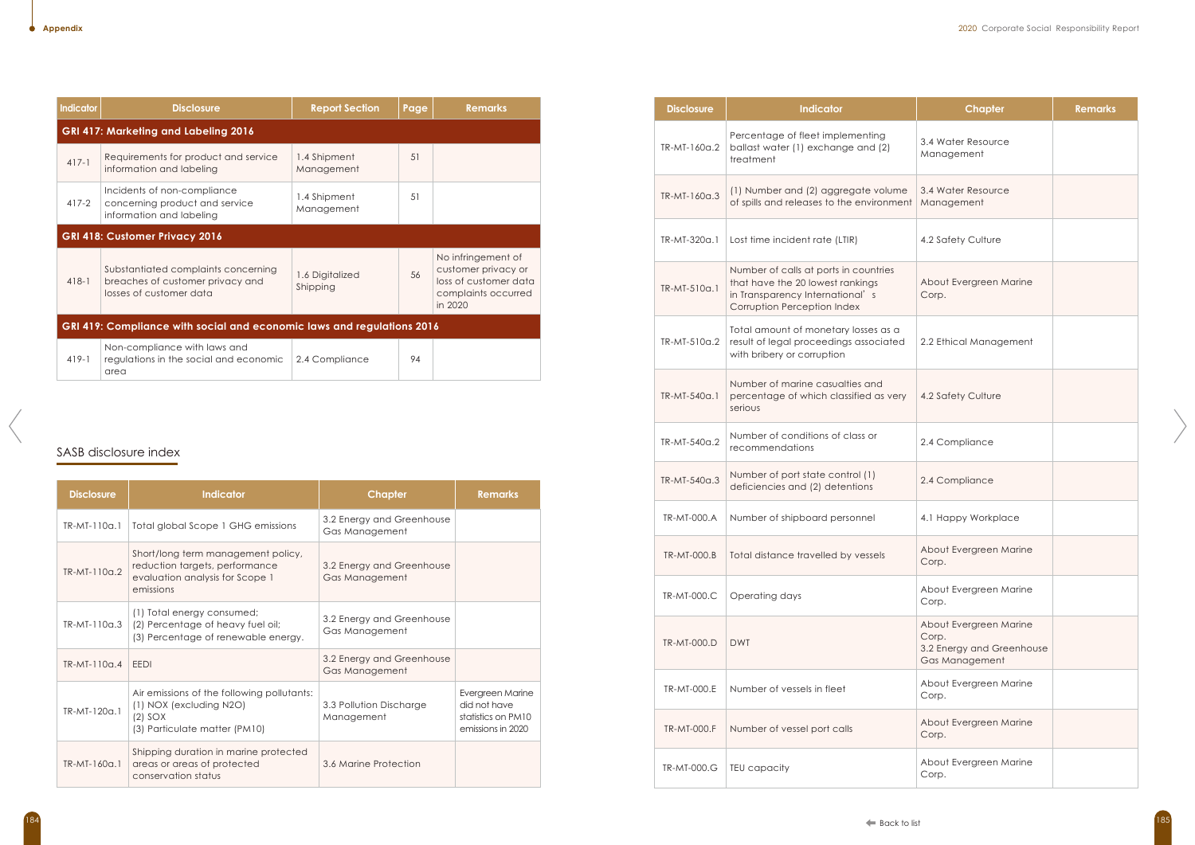| Indicator | Disclosure | Report Section | Page | Remarks |
|---|---|---|---|---|
| **GRI 417: Marketing and Labeling 2016** | | | | |
| 417-1 | Requirements for product and service information and labeling | 1.4 Shipment Management | 51 | |
| 417-2 | Incidents of non-compliance concerning product and service information and labeling | 1.4 Shipment Management | 51 | |
| **GRI 418: Customer Privacy 2016** | | | | |
| 418-1 | Substantiated complaints concerning breaches of customer privacy and losses of customer data | 1.6 Digitalized Shipping | 56 | No infringement of customer privacy or loss of customer data complaints occurred in 2020 |
| **GRI 419: Compliance with social and economic laws and regulations 2016** | | | | |
| 419-1 | Non-compliance with laws and regulations in the social and economic area | 2.4 Compliance | 94 | |

## SASB disclosure index

| Disclosure | Indicator | Chapter | Remarks |
|---|---|---|---|
| TR-MT-110a.1 | Total global Scope 1 GHG emissions | 3.2 Energy and Greenhouse Gas Management | |
| TR-MT-110a.2 | Short/long term management policy, reduction targets, performance evaluation analysis for Scope 1 emissions | 3.2 Energy and Greenhouse Gas Management | |
| TR-MT-110a.3 | (1) Total energy consumed;<br>(2) Percentage of heavy fuel oil;<br>(3) Percentage of renewable energy. | 3.2 Energy and Greenhouse Gas Management | |
| TR-MT-110a.4 | EEDI | 3.2 Energy and Greenhouse Gas Management | |
| TR-MT-120a.1 | Air emissions of the following pollutants:<br>(1) NOX (excluding N2O)<br>(2) SOX<br>(3) Particulate matter (PM10) | 3.3 Pollution Discharge Management | Evergreen Marine did not have statistics on PM10 emissions in 2020 |
| TR-MT-160a.1 | Shipping duration in marine protected areas or areas of protected conservation status | 3.6 Marine Protection | |
| TR-MT-160a.2 | Percentage of fleet implementing ballast water (1) exchange and (2) treatment | 3.4 Water Resource Management | |
| TR-MT-160a.3 | (1) Number and (2) aggregate volume of spills and releases to the environment | 3.4 Water Resource Management | |
| TR-MT-320a.1 | Lost time incident rate (LTIR) | 4.2 Safety Culture | |
| TR-MT-510a.1 | Number of calls at ports in countries that have the 20 lowest rankings in Transparency International's Corruption Perception Index | About Evergreen Marine Corp. | |
| TR-MT-510a.2 | Total amount of monetary losses as a result of legal proceedings associated with bribery or corruption | 2.2 Ethical Management | |
| TR-MT-540a.1 | Number of marine casualties and percentage of which classified as very serious | 4.2 Safety Culture | |
| TR-MT-540a.2 | Number of conditions of class or recommendations | 2.4 Compliance | |
| TR-MT-540a.3 | Number of port state control (1) deficiencies and (2) detentions | 2.4 Compliance | |
| TR-MT-000.A | Number of shipboard personnel | 4.1 Happy Workplace | |
| TR-MT-000.B | Total distance travelled by vessels | About Evergreen Marine Corp. | |
| TR-MT-000.C | Operating days | About Evergreen Marine Corp. | |
| TR-MT-000.D | DWT | About Evergreen Marine Corp.<br>3.2 Energy and Greenhouse Gas Management | |
| TR-MT-000.E | Number of vessels in fleet | About Evergreen Marine Corp. | |
| TR-MT-000.F | Number of vessel port calls | About Evergreen Marine Corp. | |
| TR-MT-000.G | TEU capacity | About Evergreen Marine Corp. | |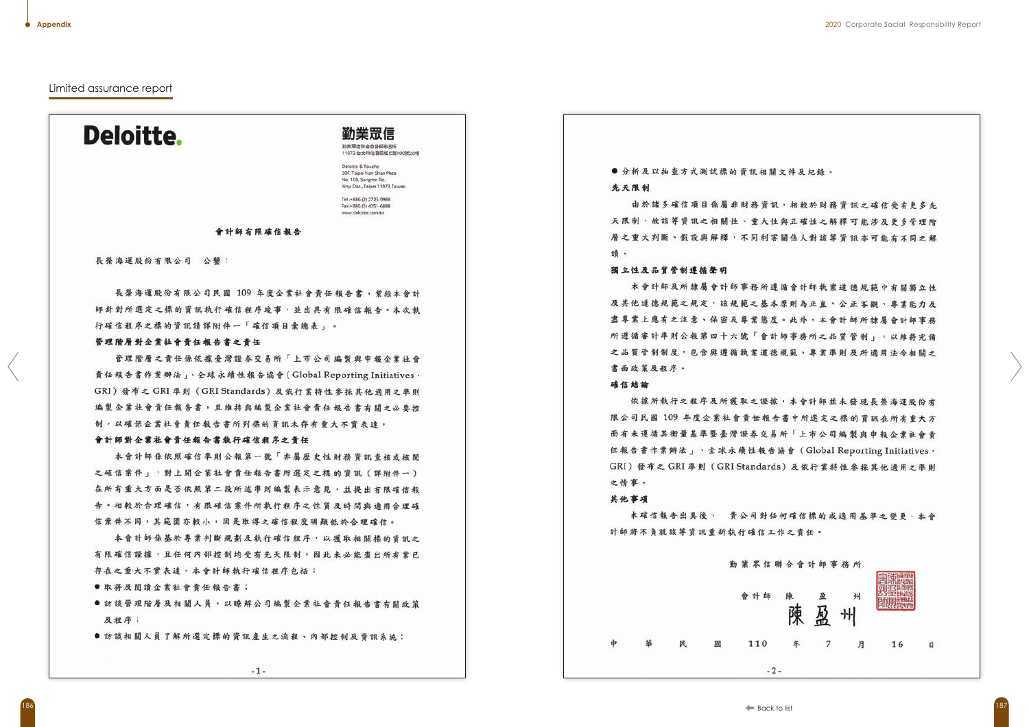## Limited assurance report

**Deloitte.**

勤業眾信

勤業眾信聯合會計師事務所
11073 台北市信義區松仁路100號20樓

Deloitte & Touche
20F, Taipei Nan Shan Plaza
No. 100, Songren Rd.,
Xinyi Dist., Taipei 11073, Taiwan

Tel :+886 (2) 2725-9988
Fax:+886 (2) 4051-6888
www.deloitte.com.tw

### 會計師有限確信報告

長榮海運股份有限公司　公鑒：

長榮海運股份有限公司民國 109 年度企業社會責任報告書，業經本會計師對所選定之標的資訊執行確信程序竣事，並出具有限確信報告。本次執行確信程序之標的資訊請詳附件一「確信項目彙總表」。

**管理階層對企業社會責任報告書之責任**

管理階層之責任係依據臺灣證券交易所「上市公司編製與申報企業社會責任報告書作業辦法」、全球永續性報告協會（Global Reporting Initiatives，GRI）發布之 GRI 準則（GRI Standards）及依行業特性參採其他適用之準則編製企業社會責任報告書，且維持與編製企業社會責任報告書有關之必要控制，以確保企業社會責任報告書所列標的資訊未存有重大不實表達。

**會計師對企業社會責任報告書執行確信程序之責任**

本會計師係依照確信準則公報第一號「非屬歷史性財務資訊查核或核閱之確信案件」，對上開企業社會責任報告書所選定之標的資訊（詳附件一）在所有重大方面是否依照第二段所述準則編製表示意見，並提出有限確信報告。相較於合理確信，有限確信案件所執行程序之性質及時間與適用合理確信案件不同，其範圍亦較小，因是取得之確信程度明顯低於合理確信。

本會計師係基於專業判斷規劃及執行確信程序，以獲取相關標的資訊之有限確信證據，且任何內部控制均受有先天限制，因此未必能查出所有業已存在之重大不實表達。本會計師執行確信程序包括：

- 取得及閱讀企業社會責任報告書；
- 訪談管理階層及相關人員，以瞭解公司編製企業社會責任報告書有關政策及程序；
- 訪談相關人員了解所選定標的資訊產生之流程、內部控制及資訊系統；
- 分析及以抽查方式測試標的資訊相關文件及紀錄。

**先天限制**

由於諸多確信項目係屬非財務資訊，相較於財務資訊之確信受有更多先天限制，故該等資訊之相關性、重大性與正確性之解釋可能涉及更多管理階層之重大判斷、假設與解釋，不同利害關係人對該等資訊亦可能有不同之解讀。

**獨立性及品質管制遵循聲明**

本會計師及所隸屬會計師事務所遵循會計師執業道德規範中有關獨立性及其他道德規範之規定，該規範之基本原則為正直、公正客觀、專業能力及盡專業上應有之注意、保密及專業態度。此外，本會計師所隸屬會計師事務所遵循審計準則公報第四十六號「會計師事務所之品質管制」，以維持完備之品質管制制度，包含與遵循執業道德規範、專業準則及所適用法令相關之書面政策及程序。

**確信結論**

依據所執行之程序及所獲取之證據，本會計師並未發現長榮海運股份有限公司民國 109 年度企業社會責任報告書中所選定之標的資訊在所有重大方面有未遵循其衡量基準暨臺灣證券交易所「上市公司編製與申報企業社會責任報告書作業辦法」、全球永續性報告協會（Global Reporting Initiatives，GRI）發布之 GRI 準則（GRI Standards）及依行業特性參採其他適用之準則之情事。

**其他事項**

本確信報告出具後，　貴公司對任何確信標的或適用基準之變更，本會計師將不負就該等資訊重新執行確信工作之責任。

勤業眾信聯合會計師事務所

會計師　陳　盈　州

中　華　民　國　110　年　7　月　16　日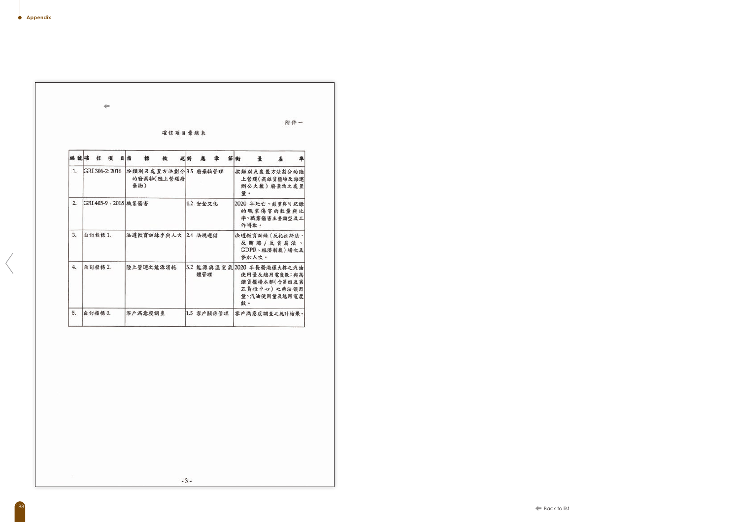附件一

確信項目彙總表

| 編號 | 確信項目 | 指標敘述 | 對應章節 | 衡量基準 |
| --- | --- | --- | --- | --- |
| 1. | GRI 306-2: 2016 | 按類別及處置方法劃分的廢棄物(陸上營運廢棄物) | 3.5 廢棄物管理 | 按類別及處置方法劃分的陸上營運(高雄貨櫃場及海運辦公大樓)廢棄物之處置量。 |
| 2. | GRI 403-9：2018 | 職業傷害 | 4.2 安全文化 | 2020 年死亡、嚴重與可紀錄的職業傷害的數量與比率、職業傷害主要類型及工作時數。 |
| 3. | 自訂指標 1. | 法遵教育訓練參與人次 | 2.4 法規遵循 | 法遵教育訓練(反托拉斯法、反賄賂/反貪腐法、GDPR、經濟制裁)場次及參加人次。 |
| 4. | 自訂指標 2. | 陸上營運之能源消耗 | 3.2 能源與溫室氣體管理 | 2020 年長榮海運大樓之汽油使用量及總用電度數；與高雄貨櫃場本部(含第四及第五貨櫃中心)之柴油領用量、汽油使用量及總用電度數。 |
| 5. | 自訂指標 3. | 客戶滿意度調查 | 1.5 客戶關係管理 | 客戶滿意度調查之統計結果。 |